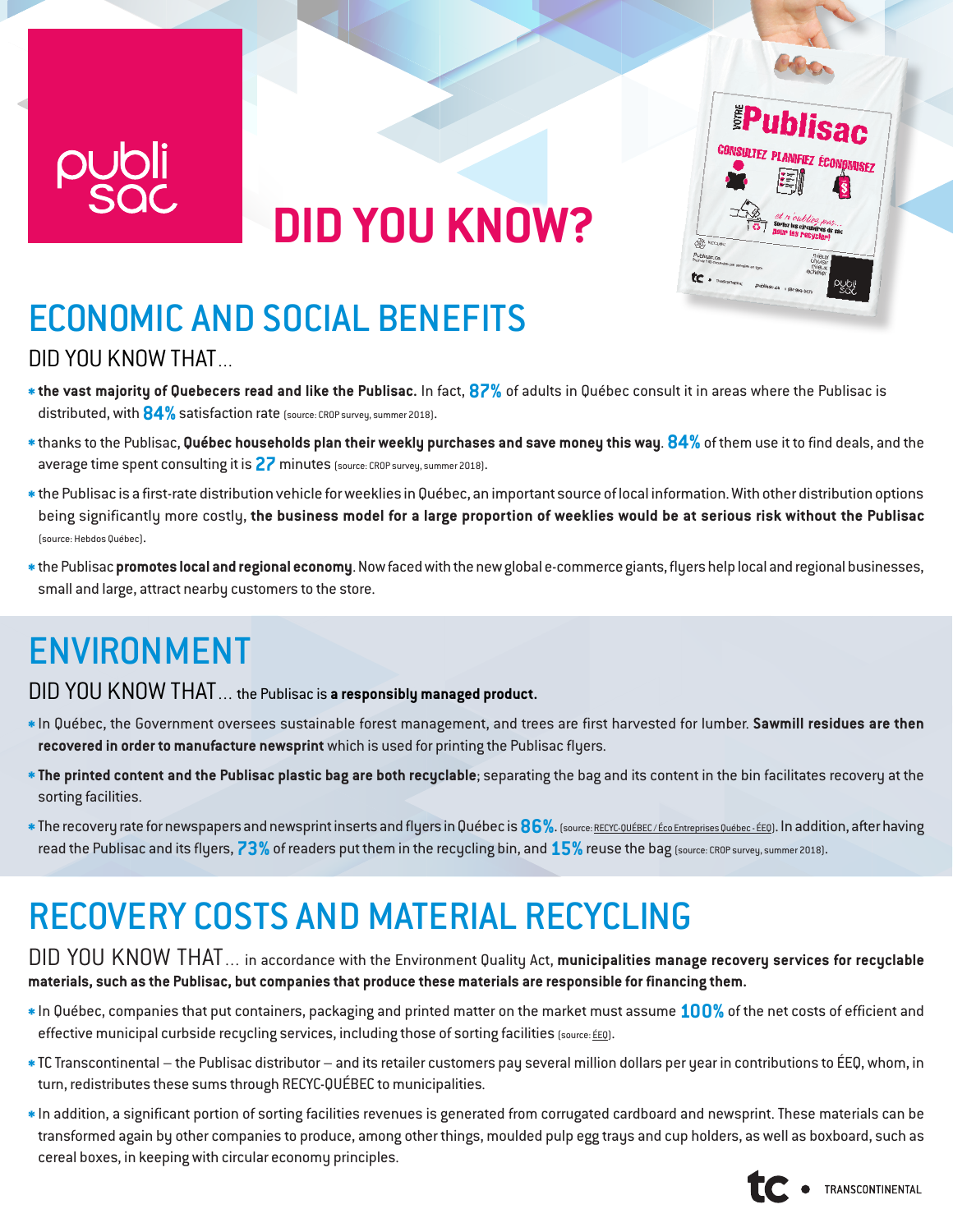publi sac

# DID YOU KNOW?

## ECONOMIC AND SOCIAL BENEFITS

### DID YOU KNOW THAT...

- **the vast majority of Quebecers read and like the Publisac.** In fact, **87%** of adults in Québec consult it in areas where the Publisac is distributed, with **84%** satisfaction rate (source: CROP survey, summer 2018).
- thanks to the Publisac, **Québec households plan their weekly purchases and save money this way**. **84%** of them use it to find deals, and the average time spent consulting it is **27** minutes (source: CROP survey, summer 2018).
- the Publisac is a first-rate distribution vehicle for weeklies in Québec, an important source of local information. With other distribution options being significantly more costly, **the business model for a large proportion of weeklies would be at serious risk without the Publisac** (source: Hebdos Québec).
- the Publisac **promotes local and regional economy**. Now faced with the new global e-commerce giants, flyers help local and regional businesses, small and large, attract nearby customers to the store.

## ENVIRONMENT

### DID YOU KNOW THAT... the Publisac is **a responsibly managed product.**

- In Québec, the Government oversees sustainable forest management, and trees are first harvested for lumber. **Sawmill residues are then recovered in order to manufacture newsprint** which is used for printing the Publisac flyers.
- **The printed content and the Publisac plastic bag are both recyclable**; separating the bag and its content in the bin facilitates recovery at the sorting facilities.
- The recovery rate for newspapers and newsprint inserts and flyers in Québec is **86%**. (source: RECYC-QUÉBEC / Éco Entreprises Québec - ÉEQ). In addition, after having read the Publisac and its flyers, **73%** of readers put them in the recycling bin, and **15%** reuse the bag (source: CROP survey, summer 2018).

## RECOVERY COSTS AND MATERIAL RECYCLING

### DID YOU KNOW THAT... in accordance with the Environment Quality Act, **municipalities manage recovery services for recyclable materials, such as the Publisac, but companies that produce these materials are responsible for financing them.**

- In Québec, companies that put containers, packaging and printed matter on the market must assume **100%** of the net costs of efficient and effective municipal curbside recycling services, including those of sorting facilities (source: ÉEQ).
- TC Transcontinental – the Publisac distributor – and its retailer customers pay several million dollars per year in contributions to ÉEQ, whom, in turn, redistributes these sums through RECYC-QUÉBEC to municipalities.
- In addition, a significant portion of sorting facilities revenues is generated from corrugated cardboard and newsprint. These materials can be transformed again by other companies to produce, among other things, moulded pulp egg trays and cup holders, as well as boxboard, such as cereal boxes, in keeping with circular economy principles.

tc • TRANSCONTINENTAL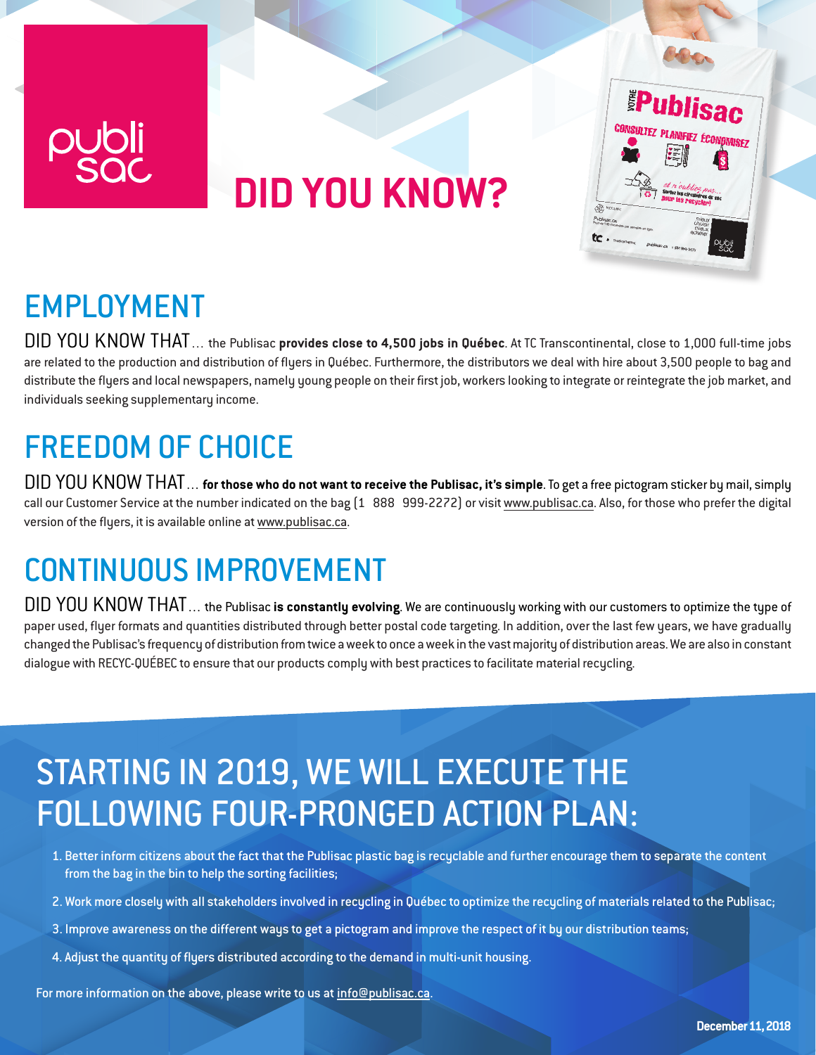publi sac

# DID YOU KNOW?

## EMPLOYMENT

DID YOU KNOW THAT… the Publisac **provides close to 4,500 jobs in Québec**. At TC Transcontinental, close to 1,000 full-time jobs are related to the production and distribution of flyers in Québec. Furthermore, the distributors we deal with hire about 3,500 people to bag and distribute the flyers and local newspapers, namely young people on their first job, workers looking to integrate or reintegrate the job market, and individuals seeking supplementary income.

## FREEDOM OF CHOICE

DID YOU KNOW THAT… **for those who do not want to receive the Publisac, it's simple**. To get a free pictogram sticker by mail, simply call our Customer Service at the number indicated on the bag (1 888 999-2272) or visit www.publisac.ca. Also, for those who prefer the digital version of the flyers, it is available online at www.publisac.ca.

## CONTINUOUS IMPROVEMENT

DID YOU KNOW THAT… the Publisac **is constantly evolving**. We are continuously working with our customers to optimize the type of paper used, flyer formats and quantities distributed through better postal code targeting. In addition, over the last few years, we have gradually changed the Publisac's frequency of distribution from twice a week to once a week in the vast majority of distribution areas. We are also in constant dialogue with RECYC-QUÉBEC to ensure that our products comply with best practices to facilitate material recycling.

## STARTING IN 2019, WE WILL EXECUTE THE FOLLOWING FOUR-PRONGED ACTION PLAN:

1. Better inform citizens about the fact that the Publisac plastic bag is recyclable and further encourage them to separate the content from the bag in the bin to help the sorting facilities;
2. Work more closely with all stakeholders involved in recycling in Québec to optimize the recycling of materials related to the Publisac;
3. Improve awareness on the different ways to get a pictogram and improve the respect of it by our distribution teams;
4. Adjust the quantity of flyers distributed according to the demand in multi-unit housing.

For more information on the above, please write to us at info@publisac.ca.

**December 11, 2018**